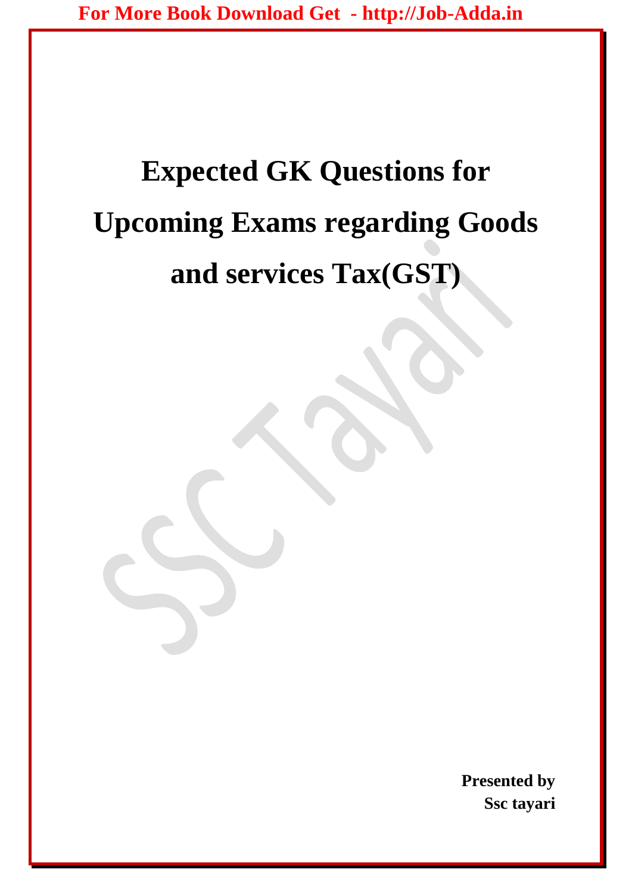# Expected GK Questions for Upcoming Exams regarding Goods and services Tax(GST)

**Presented by**
**Ssc tayari**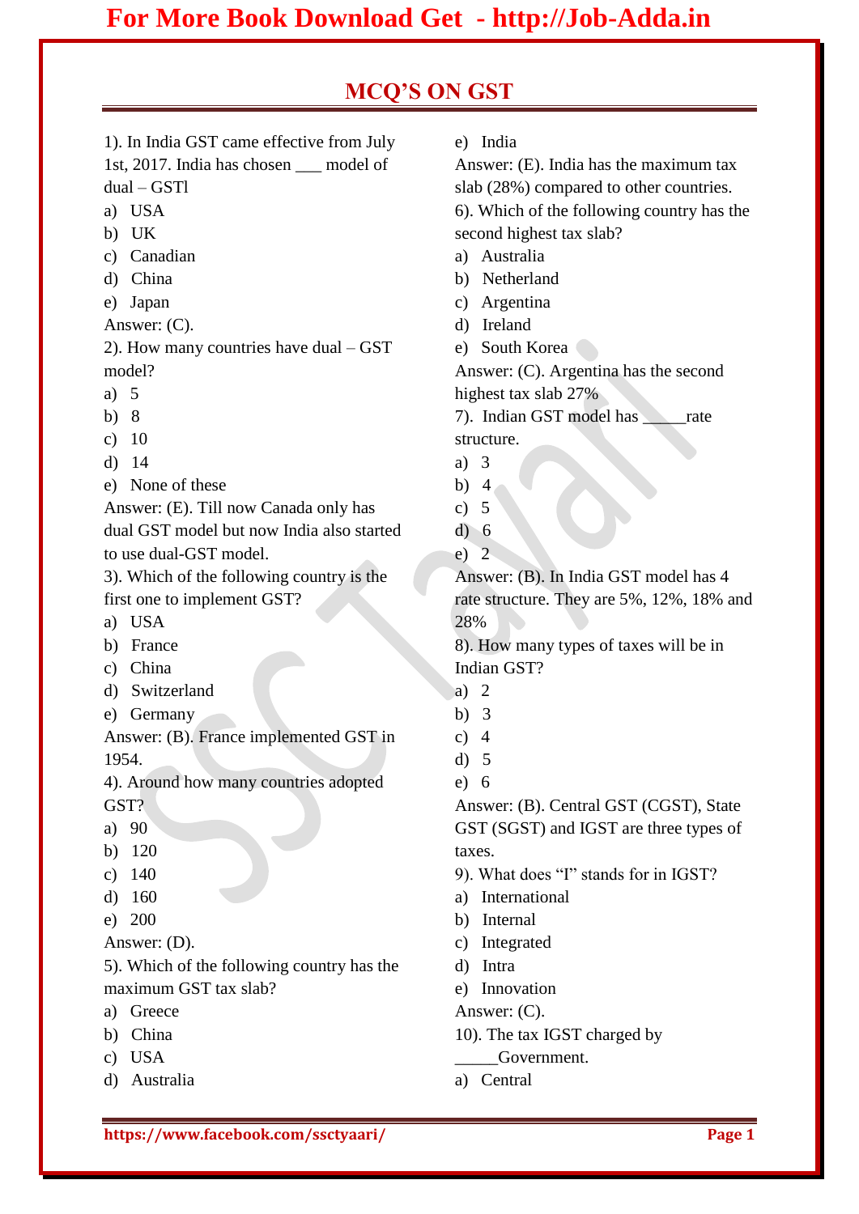## MCQ'S ON GST

1). In India GST came effective from July 1st, 2017. India has chosen ___ model of dual – GSTl

a) USA
b) UK
c) Canadian
d) China
e) Japan

Answer: (C).

2). How many countries have dual – GST model?

a) 5
b) 8
c) 10
d) 14
e) None of these

Answer: (E). Till now Canada only has dual GST model but now India also started to use dual-GST model.

3). Which of the following country is the first one to implement GST?

a) USA
b) France
c) China
d) Switzerland
e) Germany

Answer: (B). France implemented GST in 1954.

4). Around how many countries adopted GST?

a) 90
b) 120
c) 140
d) 160
e) 200

Answer: (D).

5). Which of the following country has the maximum GST tax slab?

a) Greece
b) China
c) USA
d) Australia
e) India

Answer: (E). India has the maximum tax slab (28%) compared to other countries.

6). Which of the following country has the second highest tax slab?

a) Australia
b) Netherland
c) Argentina
d) Ireland
e) South Korea

Answer: (C). Argentina has the second highest tax slab 27%

7). Indian GST model has _____rate structure.

a) 3
b) 4
c) 5
d) 6
e) 2

Answer: (B). In India GST model has 4 rate structure. They are 5%, 12%, 18% and 28%

8). How many types of taxes will be in Indian GST?

a) 2
b) 3
c) 4
d) 5
e) 6

Answer: (B). Central GST (CGST), State GST (SGST) and IGST are three types of taxes.

9). What does "I" stands for in IGST?

a) International
b) Internal
c) Integrated
d) Intra
e) Innovation

Answer: (C).

10). The tax IGST charged by _____Government.

a) Central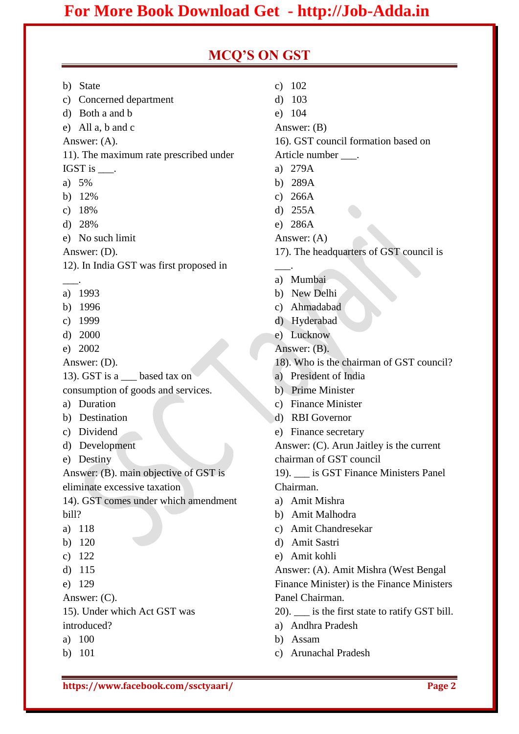## MCQ'S ON GST

b) State
c) Concerned department
d) Both a and b
e) All a, b and c

Answer: (A).

11). The maximum rate prescribed under IGST is ___.

a) 5%
b) 12%
c) 18%
d) 28%
e) No such limit

Answer: (D).

12). In India GST was first proposed in ___.

a) 1993
b) 1996
c) 1999
d) 2000
e) 2002

Answer: (D).

13). GST is a ___ based tax on consumption of goods and services.

a) Duration
b) Destination
c) Dividend
d) Development
e) Destiny

Answer: (B). main objective of GST is eliminate excessive taxation

14). GST comes under which amendment bill?

a) 118
b) 120
c) 122
d) 115
e) 129

Answer: (C).

15). Under which Act GST was introduced?

a) 100
b) 101
c) 102
d) 103
e) 104

Answer: (B)

16). GST council formation based on Article number ___.

a) 279A
b) 289A
c) 266A
d) 255A
e) 286A

Answer: (A)

17). The headquarters of GST council is ___.

a) Mumbai
b) New Delhi
c) Ahmadabad
d) Hyderabad
e) Lucknow

Answer: (B).

18). Who is the chairman of GST council?

a) President of India
b) Prime Minister
c) Finance Minister
d) RBI Governor
e) Finance secretary

Answer: (C). Arun Jaitley is the current chairman of GST council

19). ___ is GST Finance Ministers Panel Chairman.

a) Amit Mishra
b) Amit Malhodra
c) Amit Chandresekar
d) Amit Sastri
e) Amit kohli

Answer: (A). Amit Mishra (West Bengal Finance Minister) is the Finance Ministers Panel Chairman.

20). ___ is the first state to ratify GST bill.

a) Andhra Pradesh
b) Assam
c) Arunachal Pradesh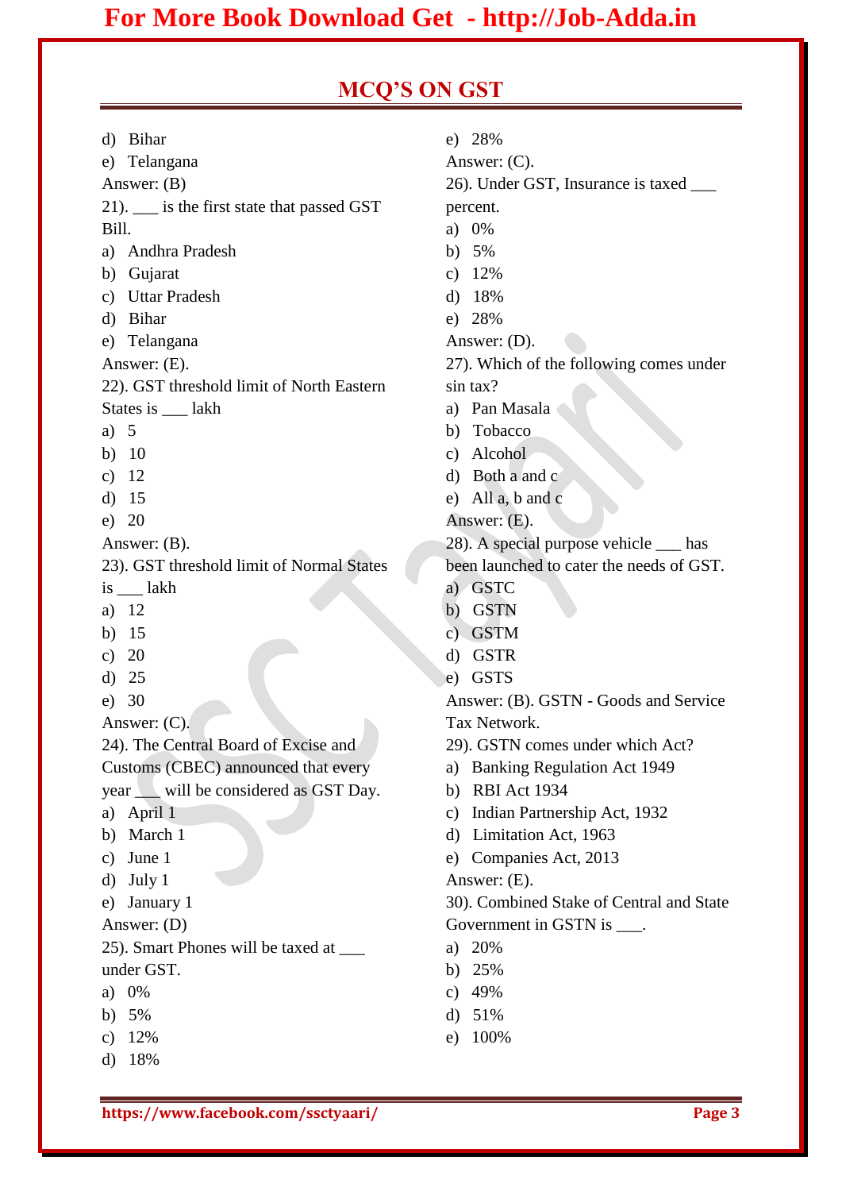## MCQ'S ON GST

d) Bihar
e) Telangana
Answer: (B)

21). ___ is the first state that passed GST Bill.
a) Andhra Pradesh
b) Gujarat
c) Uttar Pradesh
d) Bihar
e) Telangana
Answer: (E).

22). GST threshold limit of North Eastern States is ___ lakh
a) 5
b) 10
c) 12
d) 15
e) 20
Answer: (B).

23). GST threshold limit of Normal States is ___ lakh
a) 12
b) 15
c) 20
d) 25
e) 30
Answer: (C).

24). The Central Board of Excise and Customs (CBEC) announced that every year ___ will be considered as GST Day.
a) April 1
b) March 1
c) June 1
d) July 1
e) January 1
Answer: (D)

25). Smart Phones will be taxed at ___ under GST.
a) 0%
b) 5%
c) 12%
d) 18%
e) 28%
Answer: (C).

26). Under GST, Insurance is taxed ___ percent.
a) 0%
b) 5%
c) 12%
d) 18%
e) 28%
Answer: (D).

27). Which of the following comes under sin tax?
a) Pan Masala
b) Tobacco
c) Alcohol
d) Both a and c
e) All a, b and c
Answer: (E).

28). A special purpose vehicle ___ has been launched to cater the needs of GST.
a) GSTC
b) GSTN
c) GSTM
d) GSTR
e) GSTS
Answer: (B). GSTN - Goods and Service Tax Network.

29). GSTN comes under which Act?
a) Banking Regulation Act 1949
b) RBI Act 1934
c) Indian Partnership Act, 1932
d) Limitation Act, 1963
e) Companies Act, 2013
Answer: (E).

30). Combined Stake of Central and State Government in GSTN is ___.
a) 20%
b) 25%
c) 49%
d) 51%
e) 100%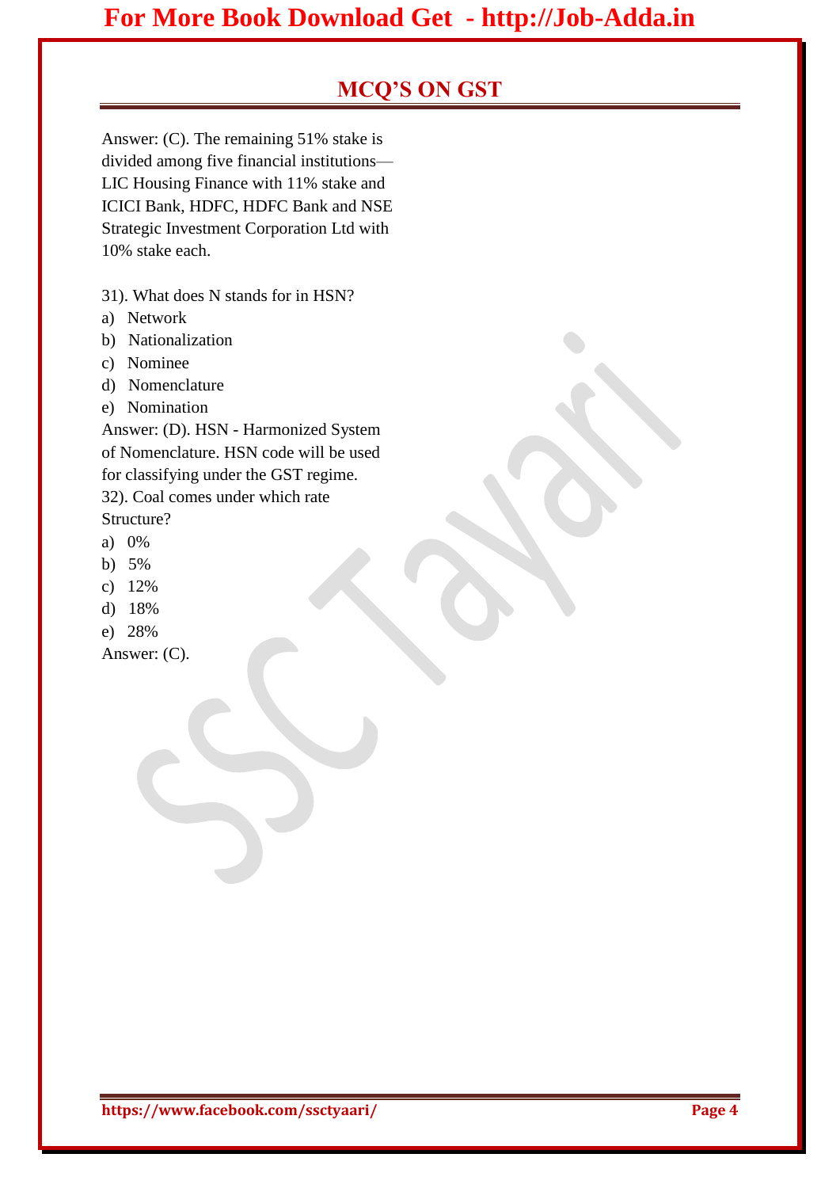Answer: (C). The remaining 51% stake is divided among five financial institutions—LIC Housing Finance with 11% stake and ICICI Bank, HDFC, HDFC Bank and NSE Strategic Investment Corporation Ltd with 10% stake each.

31). What does N stands for in HSN?

a) Network
b) Nationalization
c) Nominee
d) Nomenclature
e) Nomination

Answer: (D). HSN - Harmonized System of Nomenclature. HSN code will be used for classifying under the GST regime.

32). Coal comes under which rate Structure?

a) 0%
b) 5%
c) 12%
d) 18%
e) 28%

Answer: (C).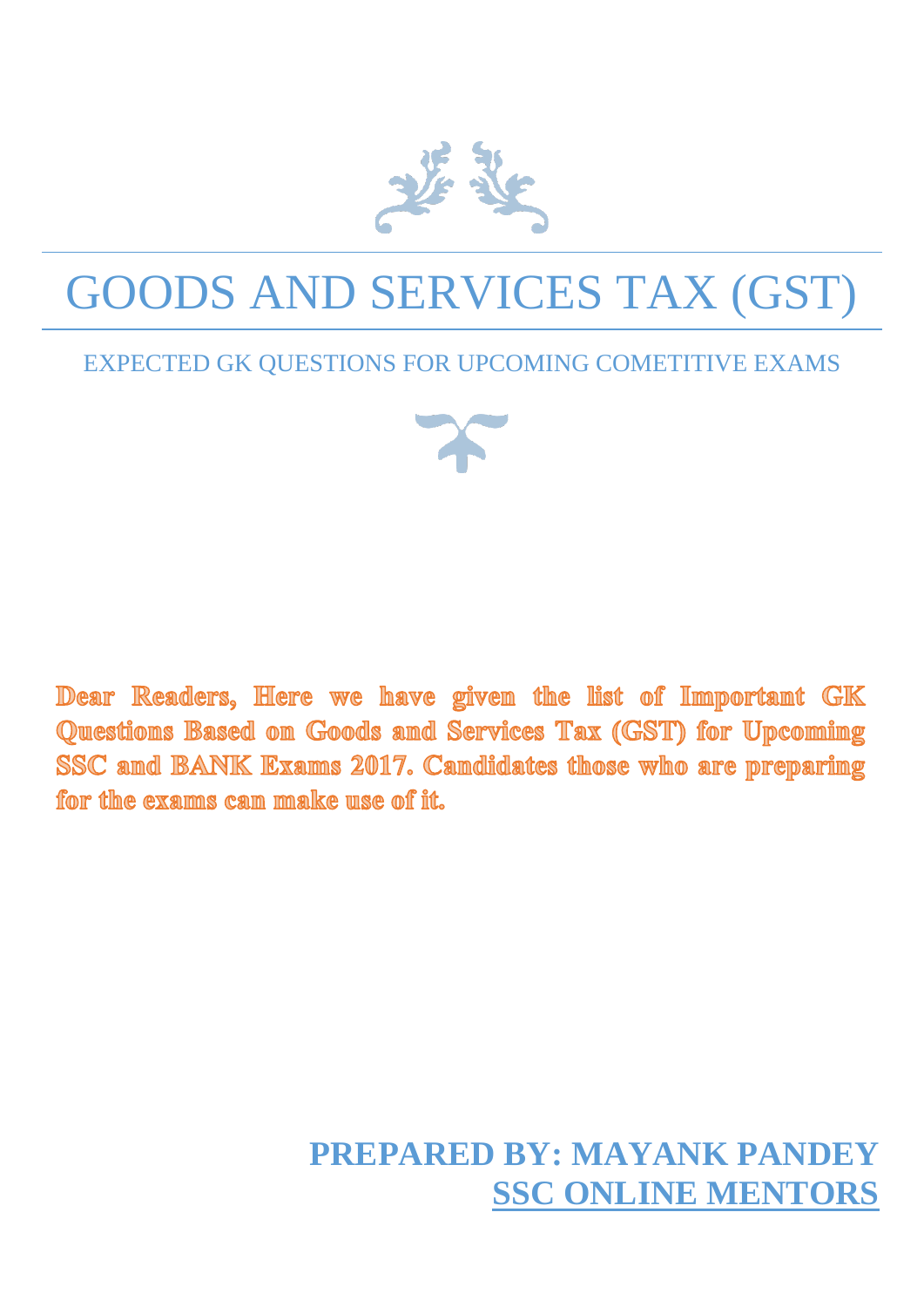# GOODS AND SERVICES TAX (GST)

EXPECTED GK QUESTIONS FOR UPCOMING COMETITIVE EXAMS

**Dear Readers, Here we have given the list of Important GK Questions Based on Goods and Services Tax (GST) for Upcoming SSC and BANK Exams 2017. Candidates those who are preparing for the exams can make use of it.**

**PREPARED BY: MAYANK PANDEY**
**SSC ONLINE MENTORS**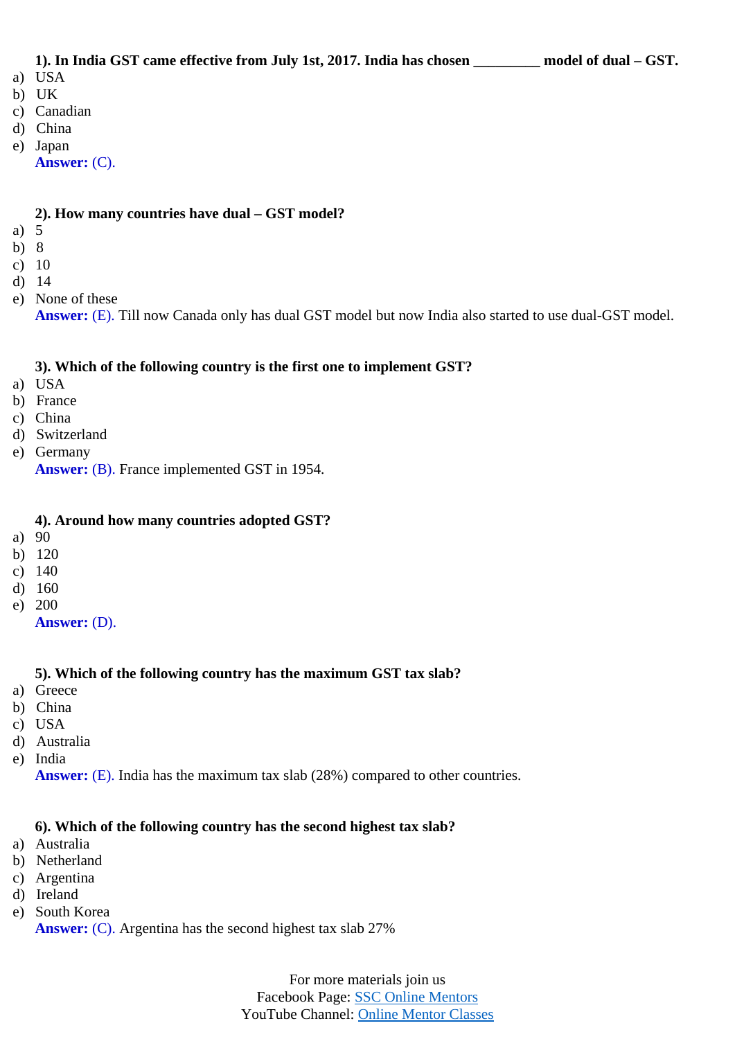**1). In India GST came effective from July 1st, 2017. India has chosen _________ model of dual – GST.**

a) USA
b) UK
c) Canadian
d) China
e) Japan

**Answer:** (C).

**2). How many countries have dual – GST model?**

a) 5
b) 8
c) 10
d) 14
e) None of these

**Answer:** (E). Till now Canada only has dual GST model but now India also started to use dual-GST model.

**3). Which of the following country is the first one to implement GST?**

a) USA
b) France
c) China
d) Switzerland
e) Germany

**Answer:** (B). France implemented GST in 1954.

**4). Around how many countries adopted GST?**

a) 90
b) 120
c) 140
d) 160
e) 200

**Answer:** (D).

**5). Which of the following country has the maximum GST tax slab?**

a) Greece
b) China
c) USA
d) Australia
e) India

**Answer:** (E). India has the maximum tax slab (28%) compared to other countries.

**6). Which of the following country has the second highest tax slab?**

a) Australia
b) Netherland
c) Argentina
d) Ireland
e) South Korea

**Answer:** (C). Argentina has the second highest tax slab 27%

For more materials join us
Facebook Page: SSC Online Mentors
YouTube Channel: Online Mentor Classes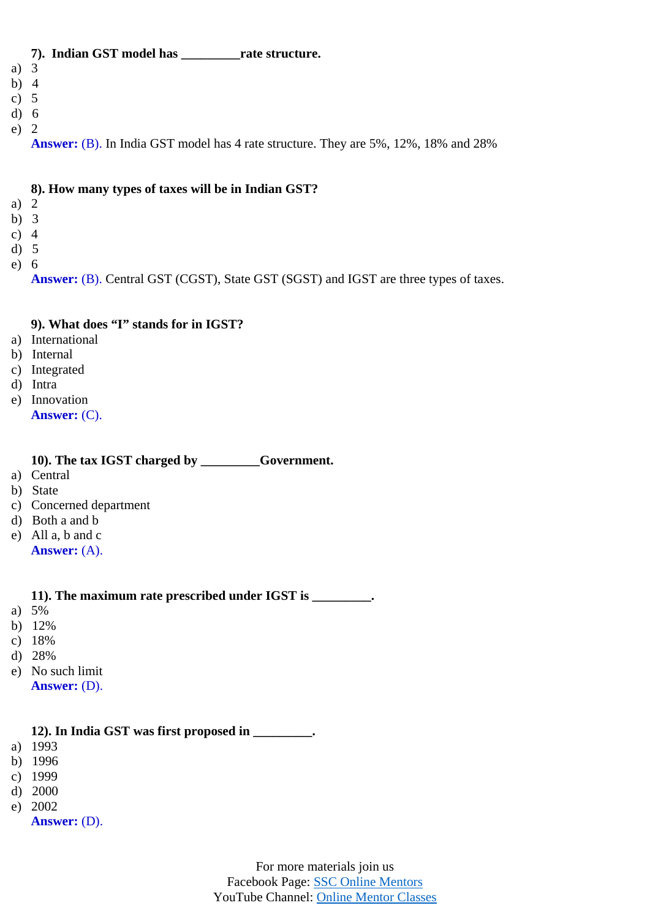**7). Indian GST model has _________rate structure.**

a) 3
b) 4
c) 5
d) 6
e) 2

**Answer:** (B). In India GST model has 4 rate structure. They are 5%, 12%, 18% and 28%

**8). How many types of taxes will be in Indian GST?**

a) 2
b) 3
c) 4
d) 5
e) 6

**Answer:** (B). Central GST (CGST), State GST (SGST) and IGST are three types of taxes.

**9). What does "I" stands for in IGST?**

a) International
b) Internal
c) Integrated
d) Intra
e) Innovation

**Answer:** (C).

**10). The tax IGST charged by _________Government.**

a) Central
b) State
c) Concerned department
d) Both a and b
e) All a, b and c

**Answer:** (A).

**11). The maximum rate prescribed under IGST is _________.**

a) 5%
b) 12%
c) 18%
d) 28%
e) No such limit

**Answer:** (D).

**12). In India GST was first proposed in _________.**

a) 1993
b) 1996
c) 1999
d) 2000
e) 2002

**Answer:** (D).

For more materials join us
Facebook Page: SSC Online Mentors
YouTube Channel: Online Mentor Classes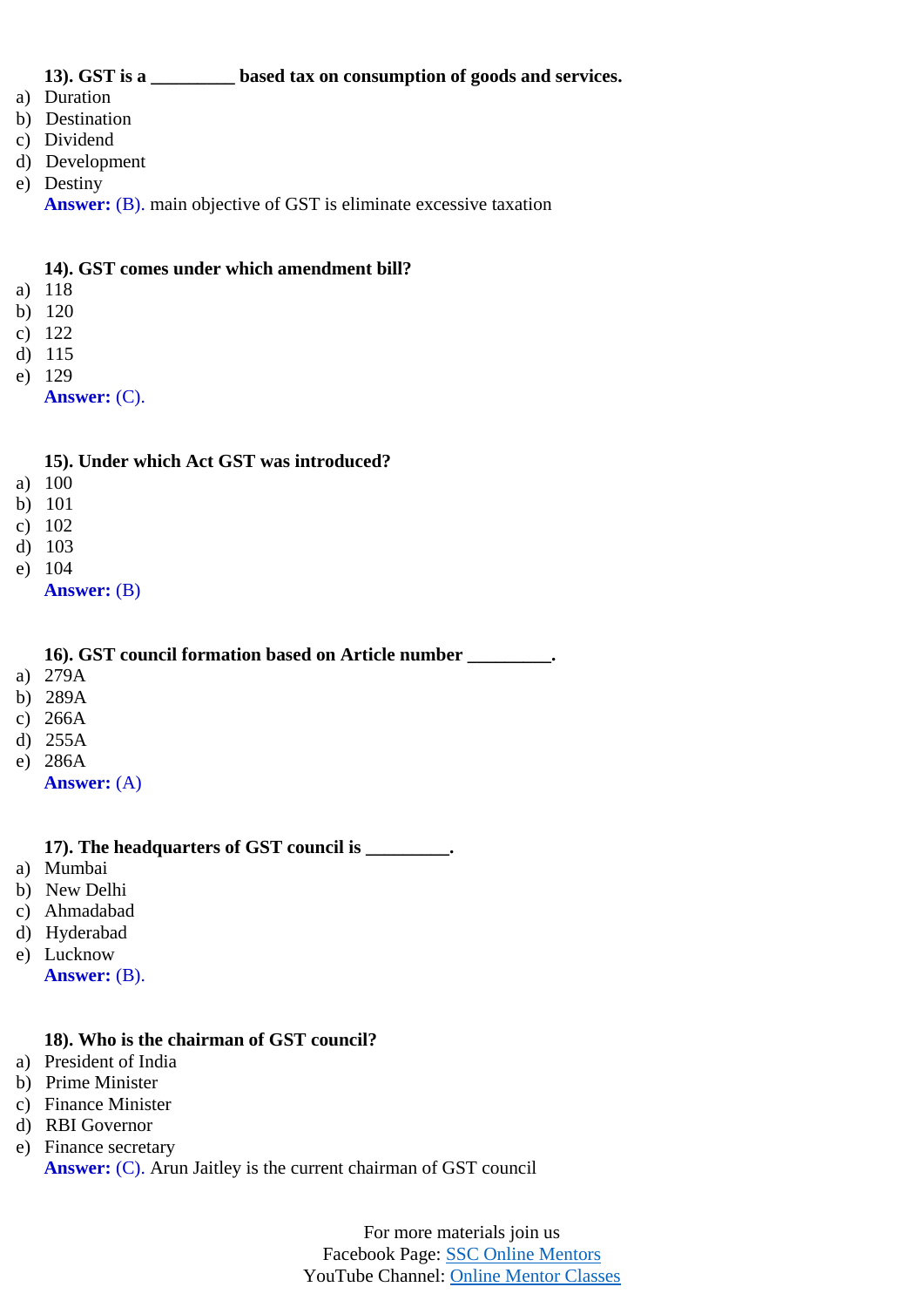**13). GST is a _________ based tax on consumption of goods and services.**

a) Duration
b) Destination
c) Dividend
d) Development
e) Destiny

**Answer:** (B). main objective of GST is eliminate excessive taxation

**14). GST comes under which amendment bill?**

a) 118
b) 120
c) 122
d) 115
e) 129

**Answer:** (C).

**15). Under which Act GST was introduced?**

a) 100
b) 101
c) 102
d) 103
e) 104

**Answer:** (B)

**16). GST council formation based on Article number _________.**

a) 279A
b) 289A
c) 266A
d) 255A
e) 286A

**Answer:** (A)

**17). The headquarters of GST council is _________.**

a) Mumbai
b) New Delhi
c) Ahmadabad
d) Hyderabad
e) Lucknow

**Answer:** (B).

**18). Who is the chairman of GST council?**

a) President of India
b) Prime Minister
c) Finance Minister
d) RBI Governor
e) Finance secretary

**Answer:** (C). Arun Jaitley is the current chairman of GST council

For more materials join us
Facebook Page: SSC Online Mentors
YouTube Channel: Online Mentor Classes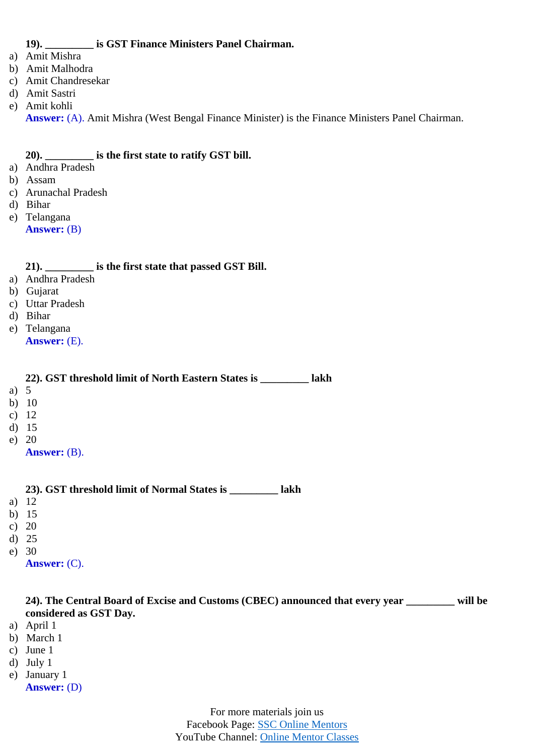**19). _________ is GST Finance Ministers Panel Chairman.**

a) Amit Mishra
b) Amit Malhodra
c) Amit Chandresekar
d) Amit Sastri
e) Amit kohli

**Answer:** (A). Amit Mishra (West Bengal Finance Minister) is the Finance Ministers Panel Chairman.

**20). _________ is the first state to ratify GST bill.**

a) Andhra Pradesh
b) Assam
c) Arunachal Pradesh
d) Bihar
e) Telangana

**Answer:** (B)

**21). _________ is the first state that passed GST Bill.**

a) Andhra Pradesh
b) Gujarat
c) Uttar Pradesh
d) Bihar
e) Telangana

**Answer:** (E).

**22). GST threshold limit of North Eastern States is _________ lakh**

a) 5
b) 10
c) 12
d) 15
e) 20

**Answer:** (B).

**23). GST threshold limit of Normal States is _________ lakh**

a) 12
b) 15
c) 20
d) 25
e) 30

**Answer:** (C).

**24). The Central Board of Excise and Customs (CBEC) announced that every year _________ will be considered as GST Day.**

a) April 1
b) March 1
c) June 1
d) July 1
e) January 1

**Answer:** (D)

For more materials join us
Facebook Page: SSC Online Mentors
YouTube Channel: Online Mentor Classes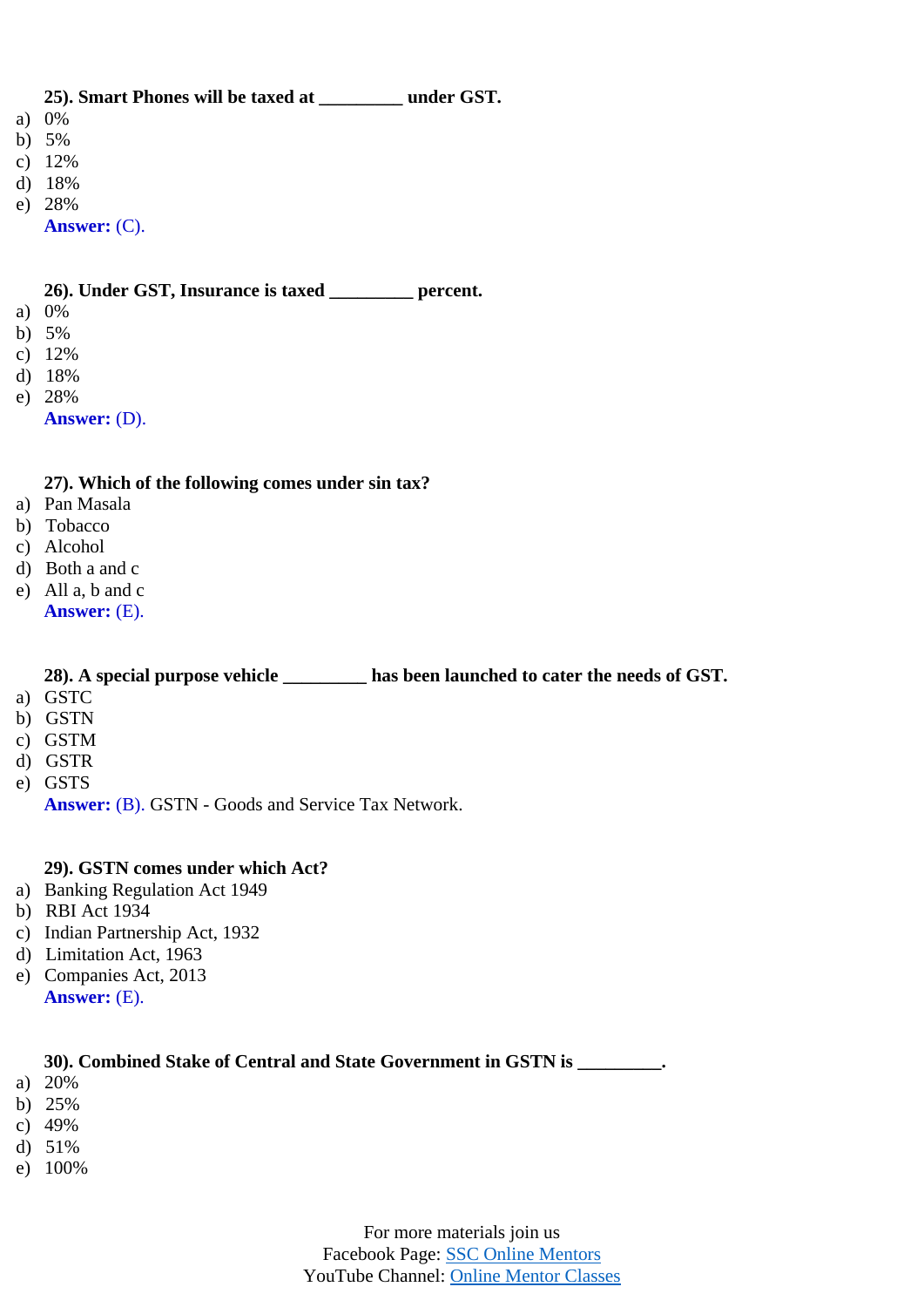**25). Smart Phones will be taxed at _________ under GST.**

a) 0%
b) 5%
c) 12%
d) 18%
e) 28%

**Answer:** (C).

**26). Under GST, Insurance is taxed _________ percent.**

a) 0%
b) 5%
c) 12%
d) 18%
e) 28%

**Answer:** (D).

**27). Which of the following comes under sin tax?**

a) Pan Masala
b) Tobacco
c) Alcohol
d) Both a and c
e) All a, b and c

**Answer:** (E).

**28). A special purpose vehicle _________ has been launched to cater the needs of GST.**

a) GSTC
b) GSTN
c) GSTM
d) GSTR
e) GSTS

**Answer:** (B). GSTN - Goods and Service Tax Network.

**29). GSTN comes under which Act?**

a) Banking Regulation Act 1949
b) RBI Act 1934
c) Indian Partnership Act, 1932
d) Limitation Act, 1963
e) Companies Act, 2013

**Answer:** (E).

**30). Combined Stake of Central and State Government in GSTN is _________.**

a) 20%
b) 25%
c) 49%
d) 51%
e) 100%

For more materials join us
Facebook Page: SSC Online Mentors
YouTube Channel: Online Mentor Classes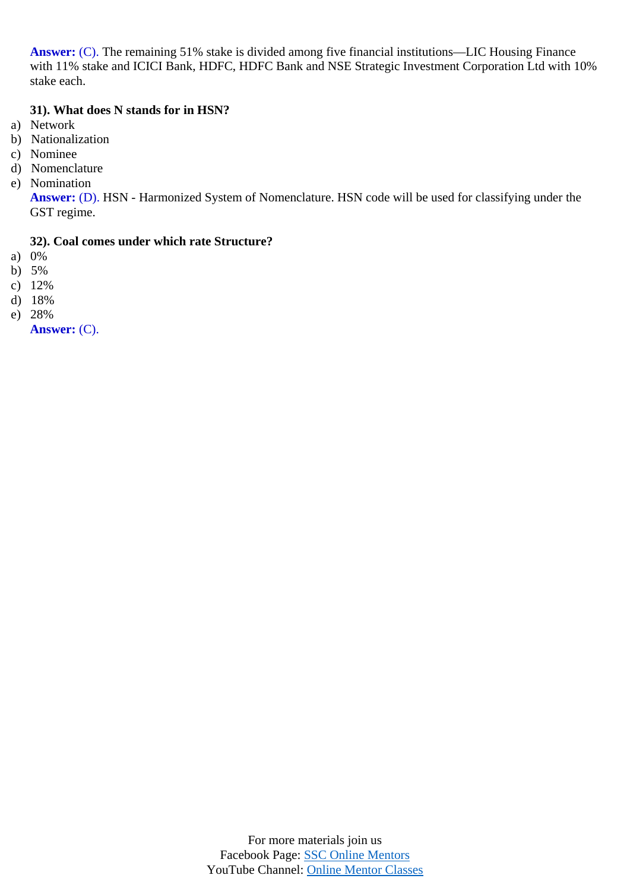**Answer:** (C). The remaining 51% stake is divided among five financial institutions—LIC Housing Finance with 11% stake and ICICI Bank, HDFC, HDFC Bank and NSE Strategic Investment Corporation Ltd with 10% stake each.

**31). What does N stands for in HSN?**

a) Network
b) Nationalization
c) Nominee
d) Nomenclature
e) Nomination

**Answer:** (D). HSN - Harmonized System of Nomenclature. HSN code will be used for classifying under the GST regime.

**32). Coal comes under which rate Structure?**

a) 0%
b) 5%
c) 12%
d) 18%
e) 28%

**Answer:** (C).

For more materials join us
Facebook Page: SSC Online Mentors
YouTube Channel: Online Mentor Classes